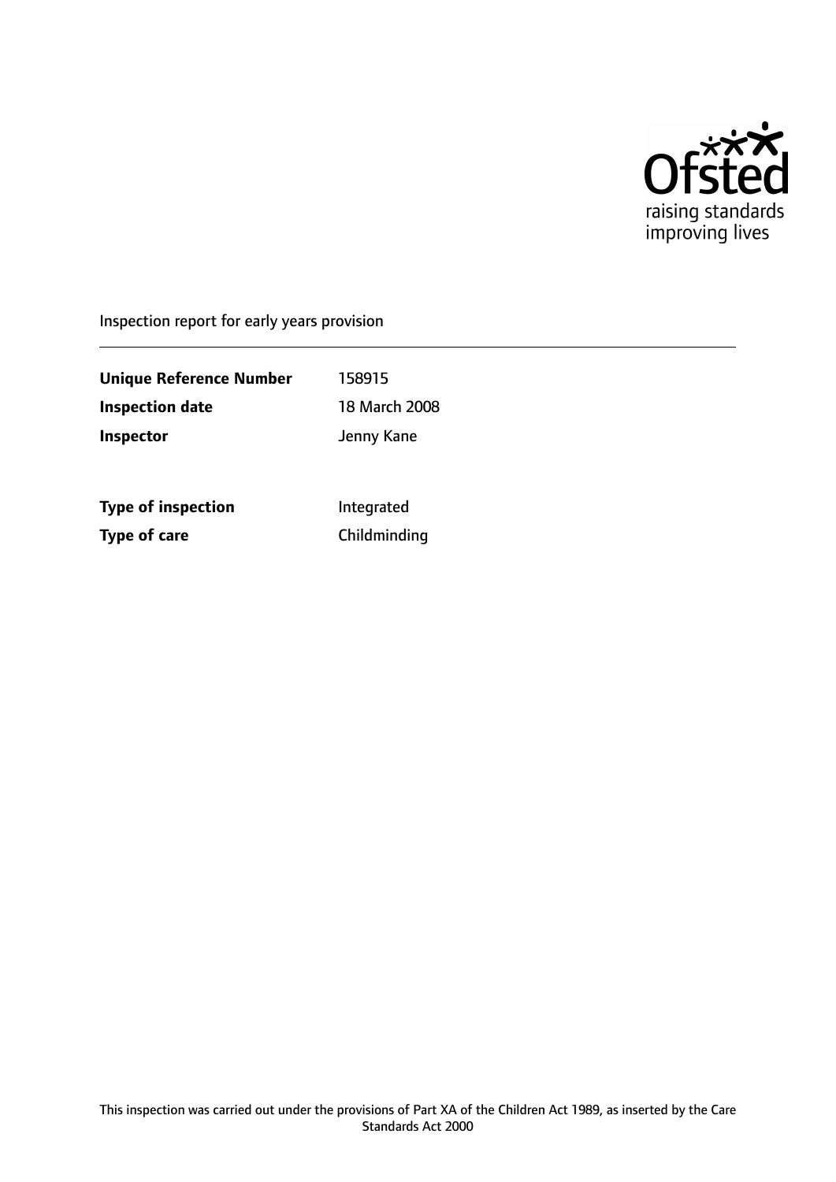Ofsted
raising standards
improving lives

Inspection report for early years provision

| | |
|---|---|
| **Unique Reference Number** | 158915 |
| **Inspection date** | 18 March 2008 |
| **Inspector** | Jenny Kane |
| | |
| **Type of inspection** | Integrated |
| **Type of care** | Childminding |

This inspection was carried out under the provisions of Part XA of the Children Act 1989, as inserted by the Care Standards Act 2000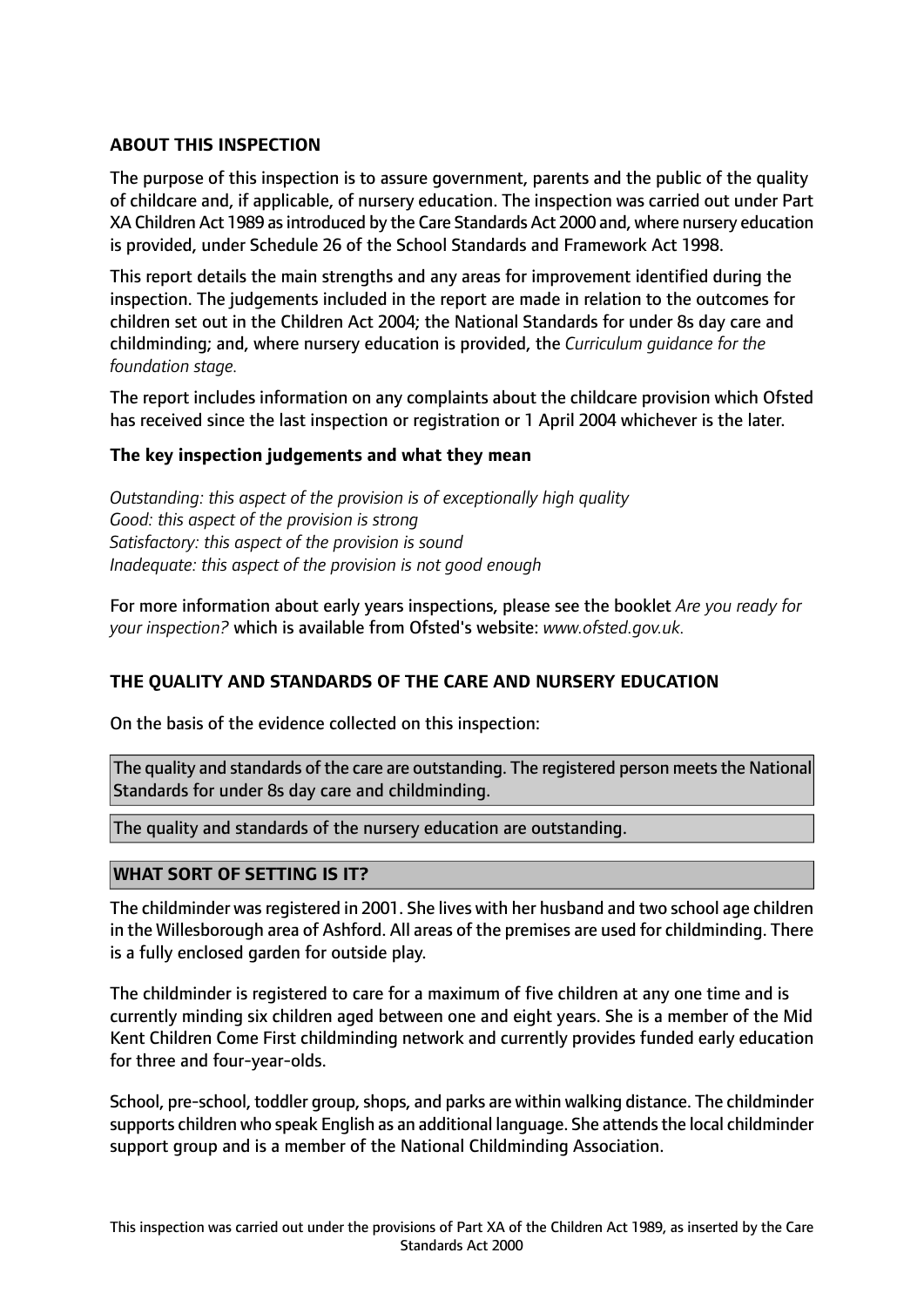## ABOUT THIS INSPECTION

The purpose of this inspection is to assure government, parents and the public of the quality of childcare and, if applicable, of nursery education. The inspection was carried out under Part XA Children Act 1989 as introduced by the Care Standards Act 2000 and, where nursery education is provided, under Schedule 26 of the School Standards and Framework Act 1998.

This report details the main strengths and any areas for improvement identified during the inspection. The judgements included in the report are made in relation to the outcomes for children set out in the Children Act 2004; the National Standards for under 8s day care and childminding; and, where nursery education is provided, the *Curriculum guidance for the foundation stage.*

The report includes information on any complaints about the childcare provision which Ofsted has received since the last inspection or registration or 1 April 2004 whichever is the later.

### The key inspection judgements and what they mean

*Outstanding: this aspect of the provision is of exceptionally high quality*
*Good: this aspect of the provision is strong*
*Satisfactory: this aspect of the provision is sound*
*Inadequate: this aspect of the provision is not good enough*

For more information about early years inspections, please see the booklet *Are you ready for your inspection?* which is available from Ofsted's website: *www.ofsted.gov.uk.*

## THE QUALITY AND STANDARDS OF THE CARE AND NURSERY EDUCATION

On the basis of the evidence collected on this inspection:

The quality and standards of the care are outstanding. The registered person meets the National Standards for under 8s day care and childminding.

The quality and standards of the nursery education are outstanding.

## WHAT SORT OF SETTING IS IT?

The childminder was registered in 2001. She lives with her husband and two school age children in the Willesborough area of Ashford. All areas of the premises are used for childminding. There is a fully enclosed garden for outside play.

The childminder is registered to care for a maximum of five children at any one time and is currently minding six children aged between one and eight years. She is a member of the Mid Kent Children Come First childminding network and currently provides funded early education for three and four-year-olds.

School, pre-school, toddler group, shops, and parks are within walking distance. The childminder supports children who speak English as an additional language. She attends the local childminder support group and is a member of the National Childminding Association.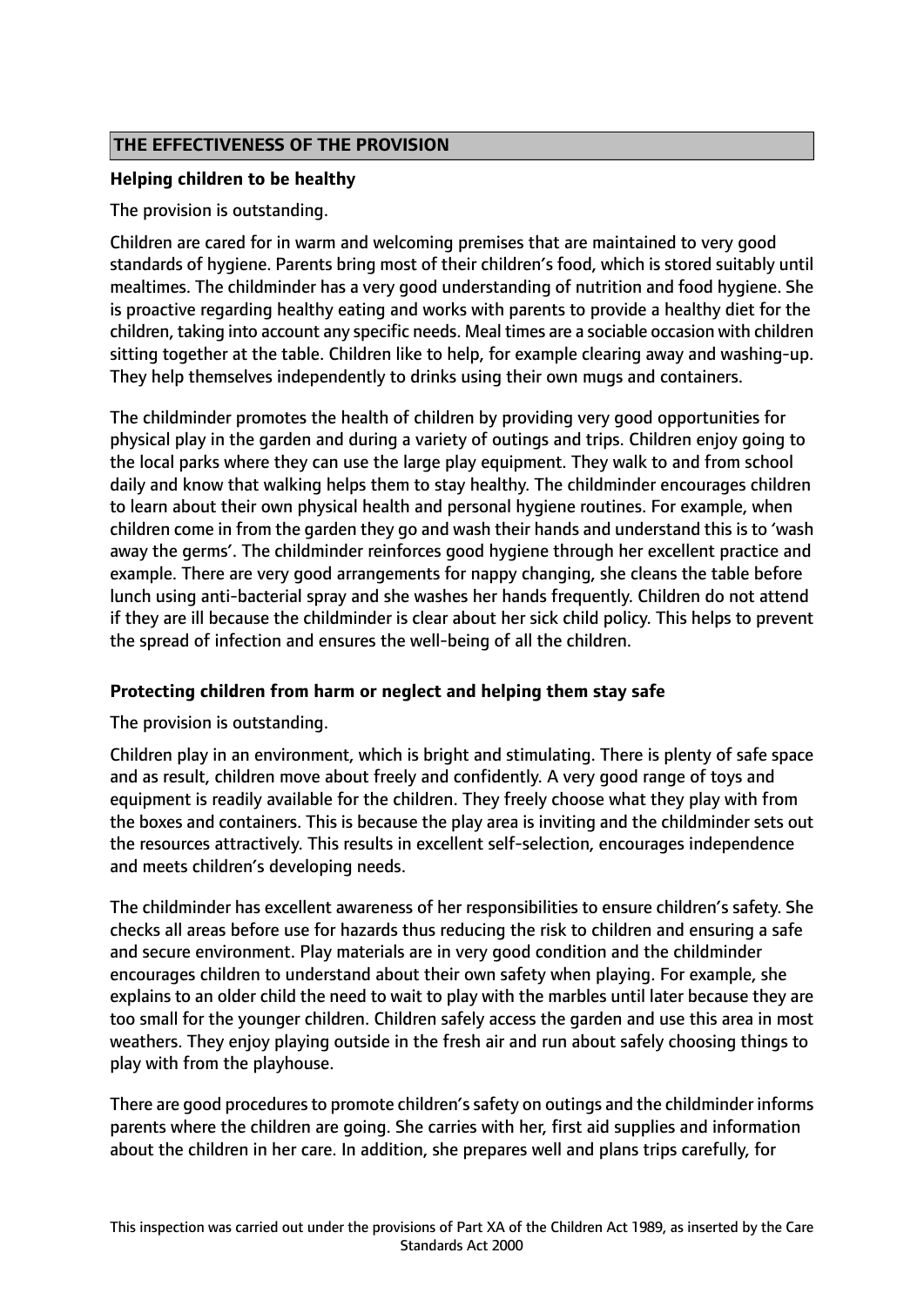## THE EFFECTIVENESS OF THE PROVISION

### Helping children to be healthy

The provision is outstanding.

Children are cared for in warm and welcoming premises that are maintained to very good standards of hygiene. Parents bring most of their children's food, which is stored suitably until mealtimes. The childminder has a very good understanding of nutrition and food hygiene. She is proactive regarding healthy eating and works with parents to provide a healthy diet for the children, taking into account any specific needs. Meal times are a sociable occasion with children sitting together at the table. Children like to help, for example clearing away and washing-up. They help themselves independently to drinks using their own mugs and containers.

The childminder promotes the health of children by providing very good opportunities for physical play in the garden and during a variety of outings and trips. Children enjoy going to the local parks where they can use the large play equipment. They walk to and from school daily and know that walking helps them to stay healthy. The childminder encourages children to learn about their own physical health and personal hygiene routines. For example, when children come in from the garden they go and wash their hands and understand this is to 'wash away the germs'. The childminder reinforces good hygiene through her excellent practice and example. There are very good arrangements for nappy changing, she cleans the table before lunch using anti-bacterial spray and she washes her hands frequently. Children do not attend if they are ill because the childminder is clear about her sick child policy. This helps to prevent the spread of infection and ensures the well-being of all the children.

### Protecting children from harm or neglect and helping them stay safe

The provision is outstanding.

Children play in an environment, which is bright and stimulating. There is plenty of safe space and as result, children move about freely and confidently. A very good range of toys and equipment is readily available for the children. They freely choose what they play with from the boxes and containers. This is because the play area is inviting and the childminder sets out the resources attractively. This results in excellent self-selection, encourages independence and meets children's developing needs.

The childminder has excellent awareness of her responsibilities to ensure children's safety. She checks all areas before use for hazards thus reducing the risk to children and ensuring a safe and secure environment. Play materials are in very good condition and the childminder encourages children to understand about their own safety when playing. For example, she explains to an older child the need to wait to play with the marbles until later because they are too small for the younger children. Children safely access the garden and use this area in most weathers. They enjoy playing outside in the fresh air and run about safely choosing things to play with from the playhouse.

There are good procedures to promote children's safety on outings and the childminder informs parents where the children are going. She carries with her, first aid supplies and information about the children in her care. In addition, she prepares well and plans trips carefully, for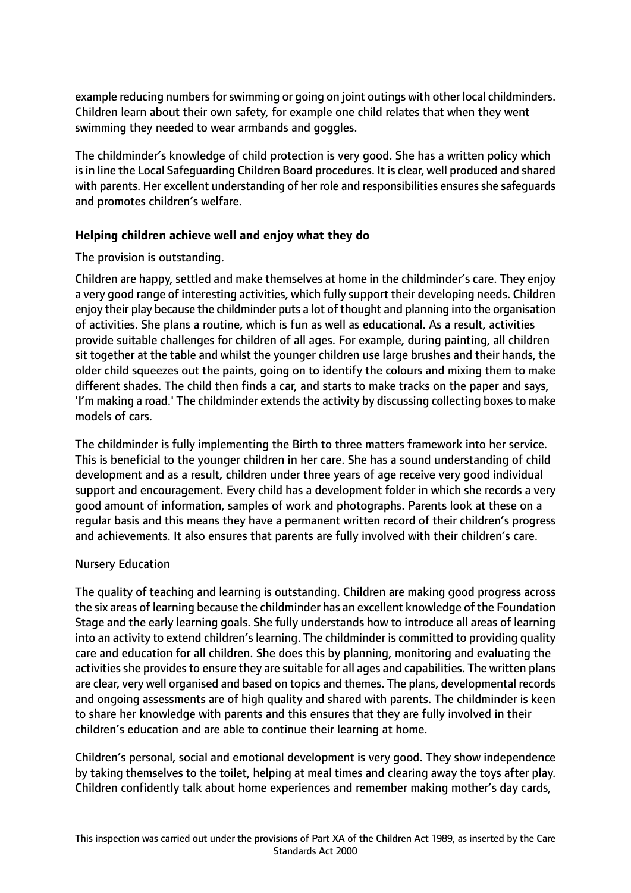example reducing numbers for swimming or going on joint outings with other local childminders. Children learn about their own safety, for example one child relates that when they went swimming they needed to wear armbands and goggles.

The childminder's knowledge of child protection is very good. She has a written policy which is in line the Local Safeguarding Children Board procedures. It is clear, well produced and shared with parents. Her excellent understanding of her role and responsibilities ensures she safeguards and promotes children's welfare.

**Helping children achieve well and enjoy what they do**

The provision is outstanding.

Children are happy, settled and make themselves at home in the childminder's care. They enjoy a very good range of interesting activities, which fully support their developing needs. Children enjoy their play because the childminder puts a lot of thought and planning into the organisation of activities. She plans a routine, which is fun as well as educational. As a result, activities provide suitable challenges for children of all ages. For example, during painting, all children sit together at the table and whilst the younger children use large brushes and their hands, the older child squeezes out the paints, going on to identify the colours and mixing them to make different shades. The child then finds a car, and starts to make tracks on the paper and says, 'I'm making a road.' The childminder extends the activity by discussing collecting boxes to make models of cars.

The childminder is fully implementing the Birth to three matters framework into her service. This is beneficial to the younger children in her care. She has a sound understanding of child development and as a result, children under three years of age receive very good individual support and encouragement. Every child has a development folder in which she records a very good amount of information, samples of work and photographs. Parents look at these on a regular basis and this means they have a permanent written record of their children's progress and achievements. It also ensures that parents are fully involved with their children's care.

Nursery Education

The quality of teaching and learning is outstanding. Children are making good progress across the six areas of learning because the childminder has an excellent knowledge of the Foundation Stage and the early learning goals. She fully understands how to introduce all areas of learning into an activity to extend children's learning. The childminder is committed to providing quality care and education for all children. She does this by planning, monitoring and evaluating the activities she provides to ensure they are suitable for all ages and capabilities. The written plans are clear, very well organised and based on topics and themes. The plans, developmental records and ongoing assessments are of high quality and shared with parents. The childminder is keen to share her knowledge with parents and this ensures that they are fully involved in their children's education and are able to continue their learning at home.

Children's personal, social and emotional development is very good. They show independence by taking themselves to the toilet, helping at meal times and clearing away the toys after play. Children confidently talk about home experiences and remember making mother's day cards,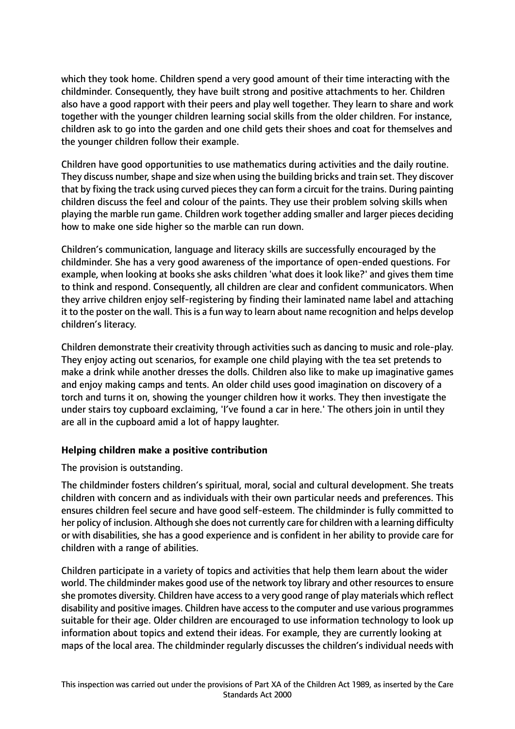which they took home. Children spend a very good amount of their time interacting with the childminder. Consequently, they have built strong and positive attachments to her. Children also have a good rapport with their peers and play well together. They learn to share and work together with the younger children learning social skills from the older children. For instance, children ask to go into the garden and one child gets their shoes and coat for themselves and the younger children follow their example.

Children have good opportunities to use mathematics during activities and the daily routine. They discuss number, shape and size when using the building bricks and train set. They discover that by fixing the track using curved pieces they can form a circuit for the trains. During painting children discuss the feel and colour of the paints. They use their problem solving skills when playing the marble run game. Children work together adding smaller and larger pieces deciding how to make one side higher so the marble can run down.

Children's communication, language and literacy skills are successfully encouraged by the childminder. She has a very good awareness of the importance of open-ended questions. For example, when looking at books she asks children 'what does it look like?' and gives them time to think and respond. Consequently, all children are clear and confident communicators. When they arrive children enjoy self-registering by finding their laminated name label and attaching it to the poster on the wall. This is a fun way to learn about name recognition and helps develop children's literacy.

Children demonstrate their creativity through activities such as dancing to music and role-play. They enjoy acting out scenarios, for example one child playing with the tea set pretends to make a drink while another dresses the dolls. Children also like to make up imaginative games and enjoy making camps and tents. An older child uses good imagination on discovery of a torch and turns it on, showing the younger children how it works. They then investigate the under stairs toy cupboard exclaiming, 'I've found a car in here.' The others join in until they are all in the cupboard amid a lot of happy laughter.

**Helping children make a positive contribution**

The provision is outstanding.

The childminder fosters children's spiritual, moral, social and cultural development. She treats children with concern and as individuals with their own particular needs and preferences. This ensures children feel secure and have good self-esteem. The childminder is fully committed to her policy of inclusion. Although she does not currently care for children with a learning difficulty or with disabilities, she has a good experience and is confident in her ability to provide care for children with a range of abilities.

Children participate in a variety of topics and activities that help them learn about the wider world. The childminder makes good use of the network toy library and other resources to ensure she promotes diversity. Children have access to a very good range of play materials which reflect disability and positive images. Children have access to the computer and use various programmes suitable for their age. Older children are encouraged to use information technology to look up information about topics and extend their ideas. For example, they are currently looking at maps of the local area. The childminder regularly discusses the children's individual needs with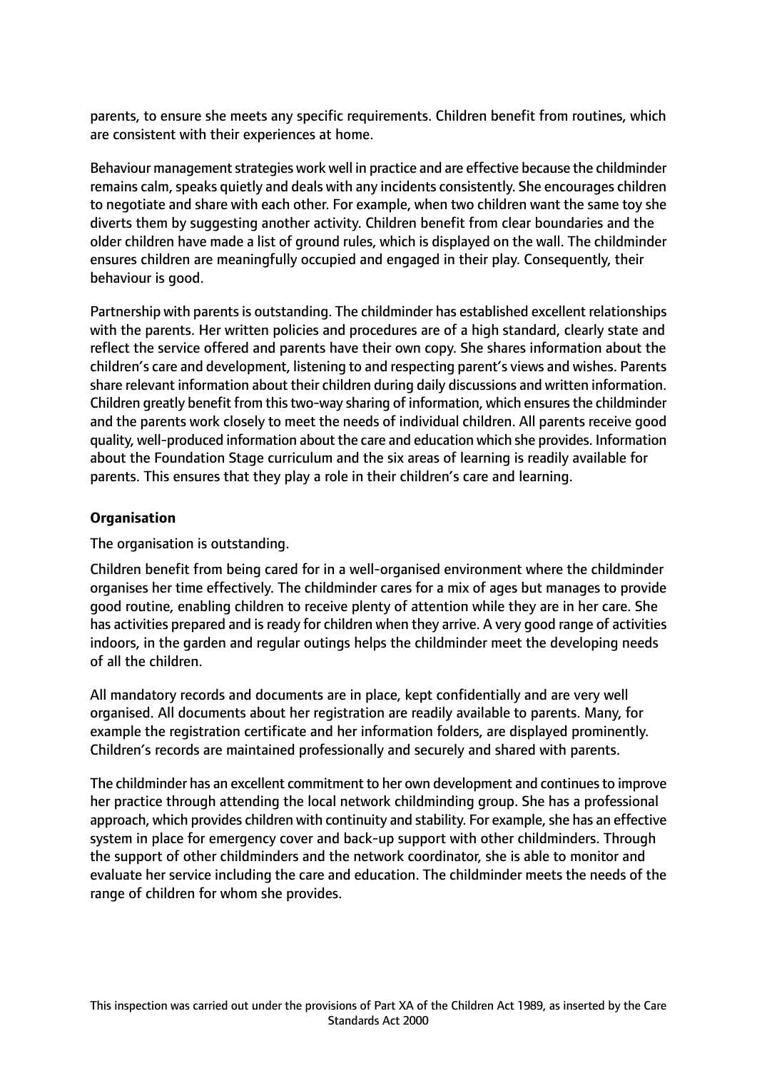parents, to ensure she meets any specific requirements. Children benefit from routines, which are consistent with their experiences at home.

Behaviour management strategies work well in practice and are effective because the childminder remains calm, speaks quietly and deals with any incidents consistently. She encourages children to negotiate and share with each other. For example, when two children want the same toy she diverts them by suggesting another activity. Children benefit from clear boundaries and the older children have made a list of ground rules, which is displayed on the wall. The childminder ensures children are meaningfully occupied and engaged in their play. Consequently, their behaviour is good.

Partnership with parents is outstanding. The childminder has established excellent relationships with the parents. Her written policies and procedures are of a high standard, clearly state and reflect the service offered and parents have their own copy. She shares information about the children's care and development, listening to and respecting parent's views and wishes. Parents share relevant information about their children during daily discussions and written information. Children greatly benefit from this two-way sharing of information, which ensures the childminder and the parents work closely to meet the needs of individual children. All parents receive good quality, well-produced information about the care and education which she provides. Information about the Foundation Stage curriculum and the six areas of learning is readily available for parents. This ensures that they play a role in their children's care and learning.

**Organisation**

The organisation is outstanding.

Children benefit from being cared for in a well-organised environment where the childminder organises her time effectively. The childminder cares for a mix of ages but manages to provide good routine, enabling children to receive plenty of attention while they are in her care. She has activities prepared and is ready for children when they arrive. A very good range of activities indoors, in the garden and regular outings helps the childminder meet the developing needs of all the children.

All mandatory records and documents are in place, kept confidentially and are very well organised. All documents about her registration are readily available to parents. Many, for example the registration certificate and her information folders, are displayed prominently. Children's records are maintained professionally and securely and shared with parents.

The childminder has an excellent commitment to her own development and continues to improve her practice through attending the local network childminding group. She has a professional approach, which provides children with continuity and stability. For example, she has an effective system in place for emergency cover and back-up support with other childminders. Through the support of other childminders and the network coordinator, she is able to monitor and evaluate her service including the care and education. The childminder meets the needs of the range of children for whom she provides.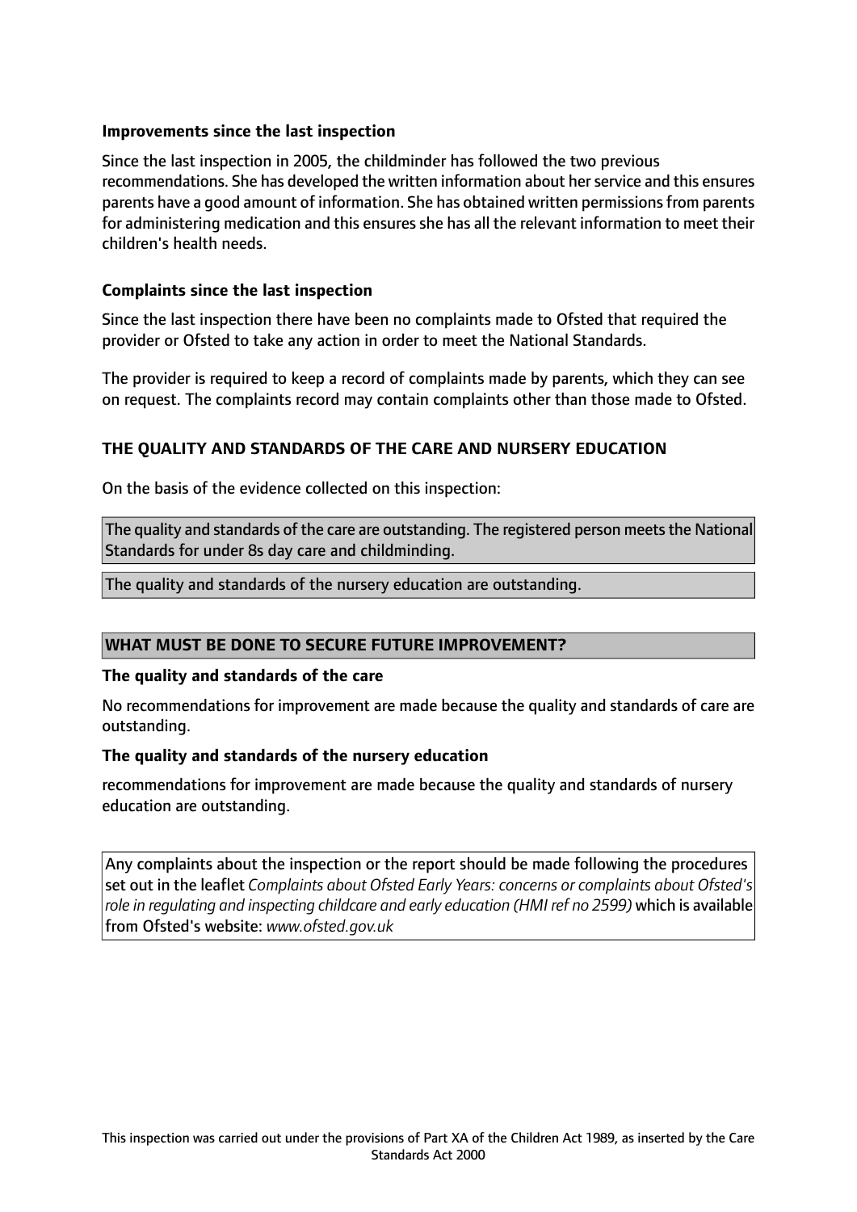### Improvements since the last inspection

Since the last inspection in 2005, the childminder has followed the two previous recommendations. She has developed the written information about her service and this ensures parents have a good amount of information. She has obtained written permissions from parents for administering medication and this ensures she has all the relevant information to meet their children's health needs.

### Complaints since the last inspection

Since the last inspection there have been no complaints made to Ofsted that required the provider or Ofsted to take any action in order to meet the National Standards.

The provider is required to keep a record of complaints made by parents, which they can see on request. The complaints record may contain complaints other than those made to Ofsted.

## THE QUALITY AND STANDARDS OF THE CARE AND NURSERY EDUCATION

On the basis of the evidence collected on this inspection:

The quality and standards of the care are outstanding. The registered person meets the National Standards for under 8s day care and childminding.

The quality and standards of the nursery education are outstanding.

## WHAT MUST BE DONE TO SECURE FUTURE IMPROVEMENT?

### The quality and standards of the care

No recommendations for improvement are made because the quality and standards of care are outstanding.

### The quality and standards of the nursery education

recommendations for improvement are made because the quality and standards of nursery education are outstanding.

Any complaints about the inspection or the report should be made following the procedures set out in the leaflet *Complaints about Ofsted Early Years: concerns or complaints about Ofsted's role in regulating and inspecting childcare and early education (HMI ref no 2599)* which is available from Ofsted's website: *www.ofsted.gov.uk*

This inspection was carried out under the provisions of Part XA of the Children Act 1989, as inserted by the Care Standards Act 2000